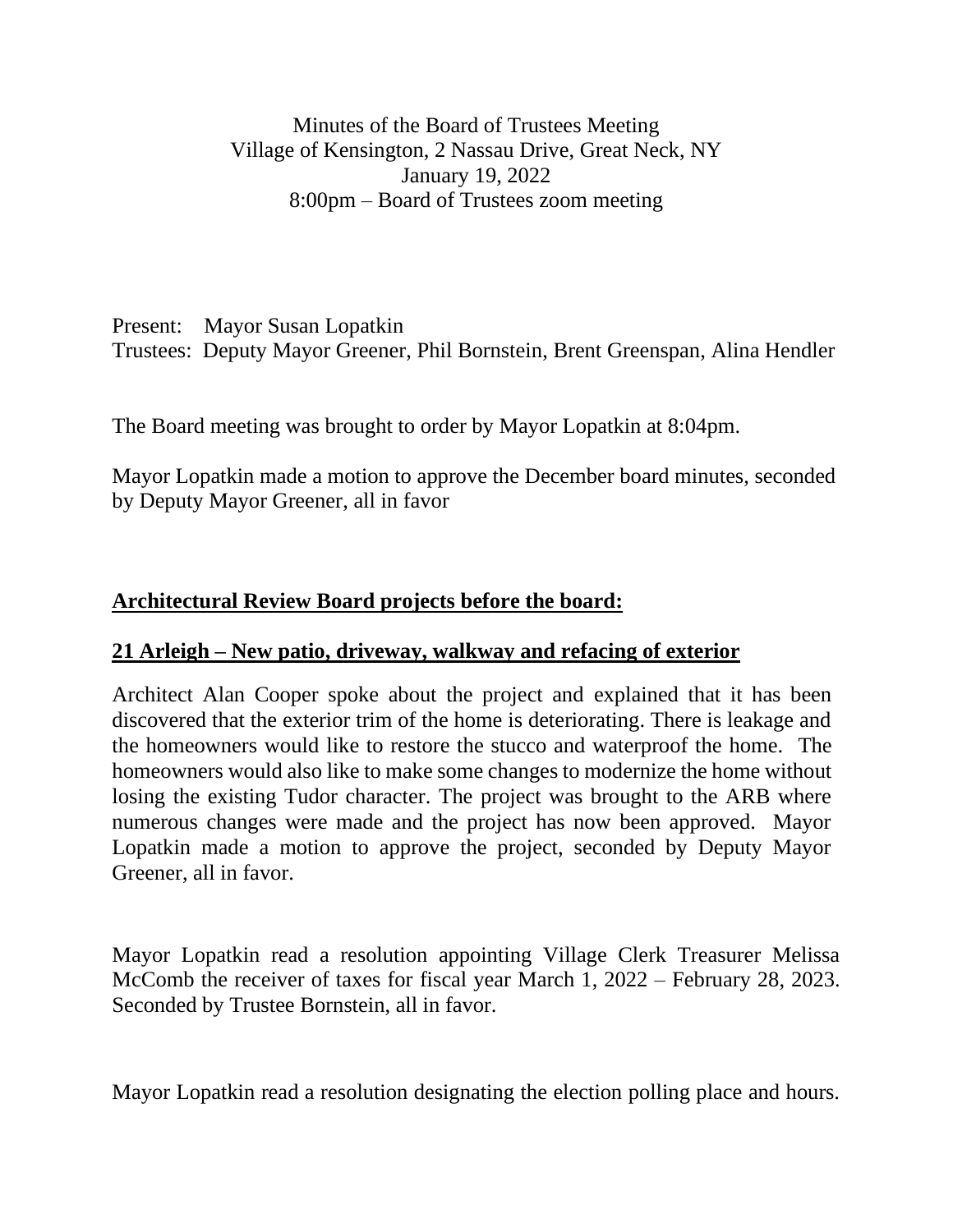Minutes of the Board of Trustees Meeting
Village of Kensington, 2 Nassau Drive, Great Neck, NY
January 19, 2022
8:00pm – Board of Trustees zoom meeting

Present: Mayor Susan Lopatkin
Trustees: Deputy Mayor Greener, Phil Bornstein, Brent Greenspan, Alina Hendler

The Board meeting was brought to order by Mayor Lopatkin at 8:04pm.

Mayor Lopatkin made a motion to approve the December board minutes, seconded by Deputy Mayor Greener, all in favor

## **Architectural Review Board projects before the board:**

### **21 Arleigh – New patio, driveway, walkway and refacing of exterior**

Architect Alan Cooper spoke about the project and explained that it has been discovered that the exterior trim of the home is deteriorating. There is leakage and the homeowners would like to restore the stucco and waterproof the home. The homeowners would also like to make some changes to modernize the home without losing the existing Tudor character. The project was brought to the ARB where numerous changes were made and the project has now been approved. Mayor Lopatkin made a motion to approve the project, seconded by Deputy Mayor Greener, all in favor.

Mayor Lopatkin read a resolution appointing Village Clerk Treasurer Melissa McComb the receiver of taxes for fiscal year March 1, 2022 – February 28, 2023. Seconded by Trustee Bornstein, all in favor.

Mayor Lopatkin read a resolution designating the election polling place and hours.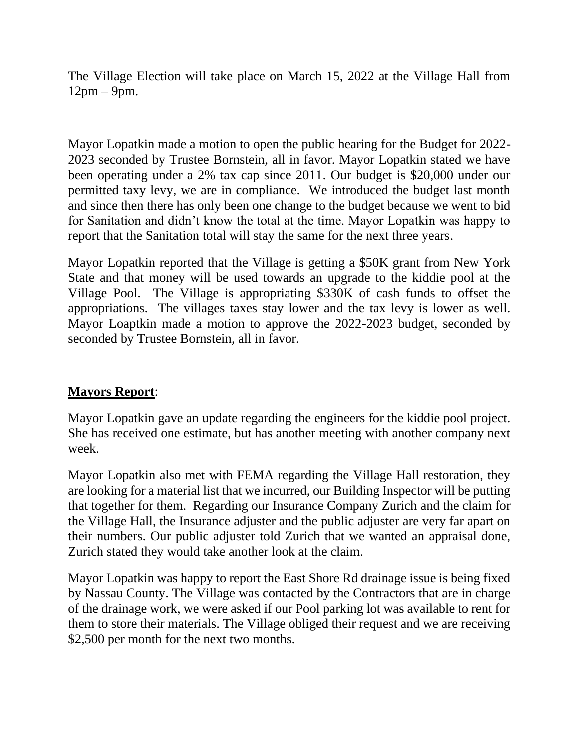The Village Election will take place on March 15, 2022 at the Village Hall from 12pm – 9pm.

Mayor Lopatkin made a motion to open the public hearing for the Budget for 2022-2023 seconded by Trustee Bornstein, all in favor. Mayor Lopatkin stated we have been operating under a 2% tax cap since 2011. Our budget is $20,000 under our permitted taxy levy, we are in compliance. We introduced the budget last month and since then there has only been one change to the budget because we went to bid for Sanitation and didn't know the total at the time. Mayor Lopatkin was happy to report that the Sanitation total will stay the same for the next three years.

Mayor Lopatkin reported that the Village is getting a $50K grant from New York State and that money will be used towards an upgrade to the kiddie pool at the Village Pool. The Village is appropriating $330K of cash funds to offset the appropriations. The villages taxes stay lower and the tax levy is lower as well. Mayor Loaptkin made a motion to approve the 2022-2023 budget, seconded by seconded by Trustee Bornstein, all in favor.

**Mayors Report**:

Mayor Lopatkin gave an update regarding the engineers for the kiddie pool project. She has received one estimate, but has another meeting with another company next week.

Mayor Lopatkin also met with FEMA regarding the Village Hall restoration, they are looking for a material list that we incurred, our Building Inspector will be putting that together for them. Regarding our Insurance Company Zurich and the claim for the Village Hall, the Insurance adjuster and the public adjuster are very far apart on their numbers. Our public adjuster told Zurich that we wanted an appraisal done, Zurich stated they would take another look at the claim.

Mayor Lopatkin was happy to report the East Shore Rd drainage issue is being fixed by Nassau County. The Village was contacted by the Contractors that are in charge of the drainage work, we were asked if our Pool parking lot was available to rent for them to store their materials. The Village obliged their request and we are receiving $2,500 per month for the next two months.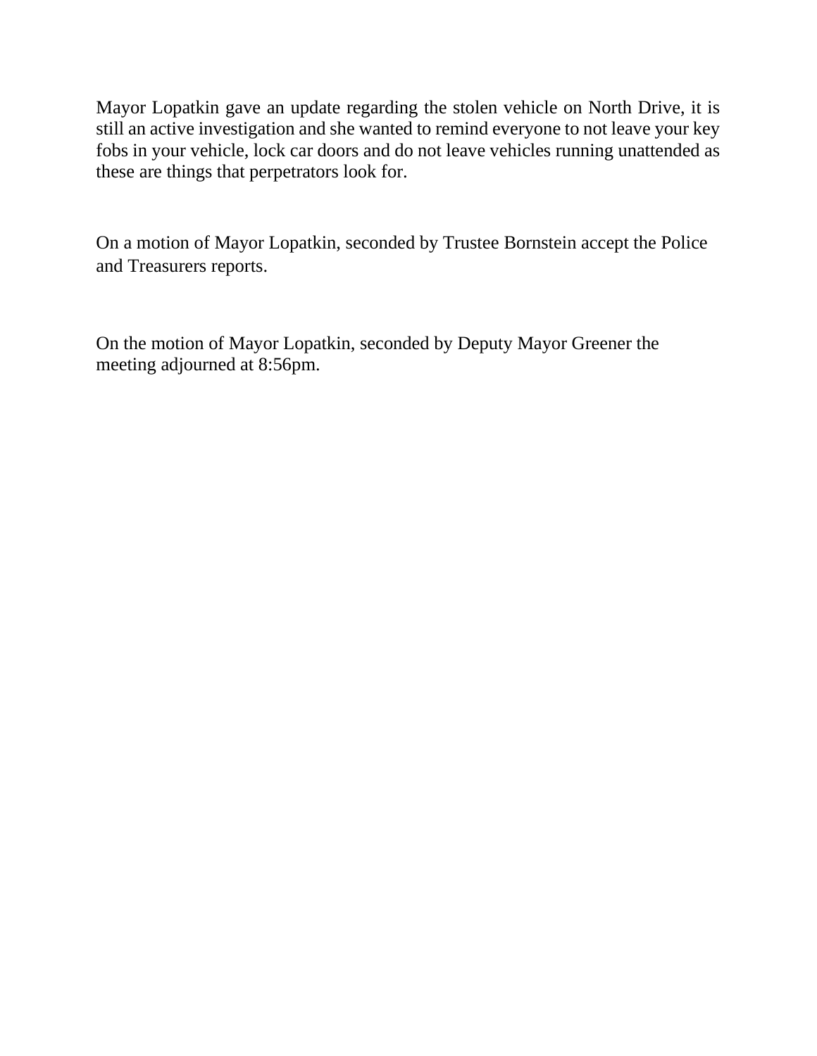Mayor Lopatkin gave an update regarding the stolen vehicle on North Drive, it is still an active investigation and she wanted to remind everyone to not leave your key fobs in your vehicle, lock car doors and do not leave vehicles running unattended as these are things that perpetrators look for.

On a motion of Mayor Lopatkin, seconded by Trustee Bornstein accept the Police and Treasurers reports.

On the motion of Mayor Lopatkin, seconded by Deputy Mayor Greener the meeting adjourned at 8:56pm.